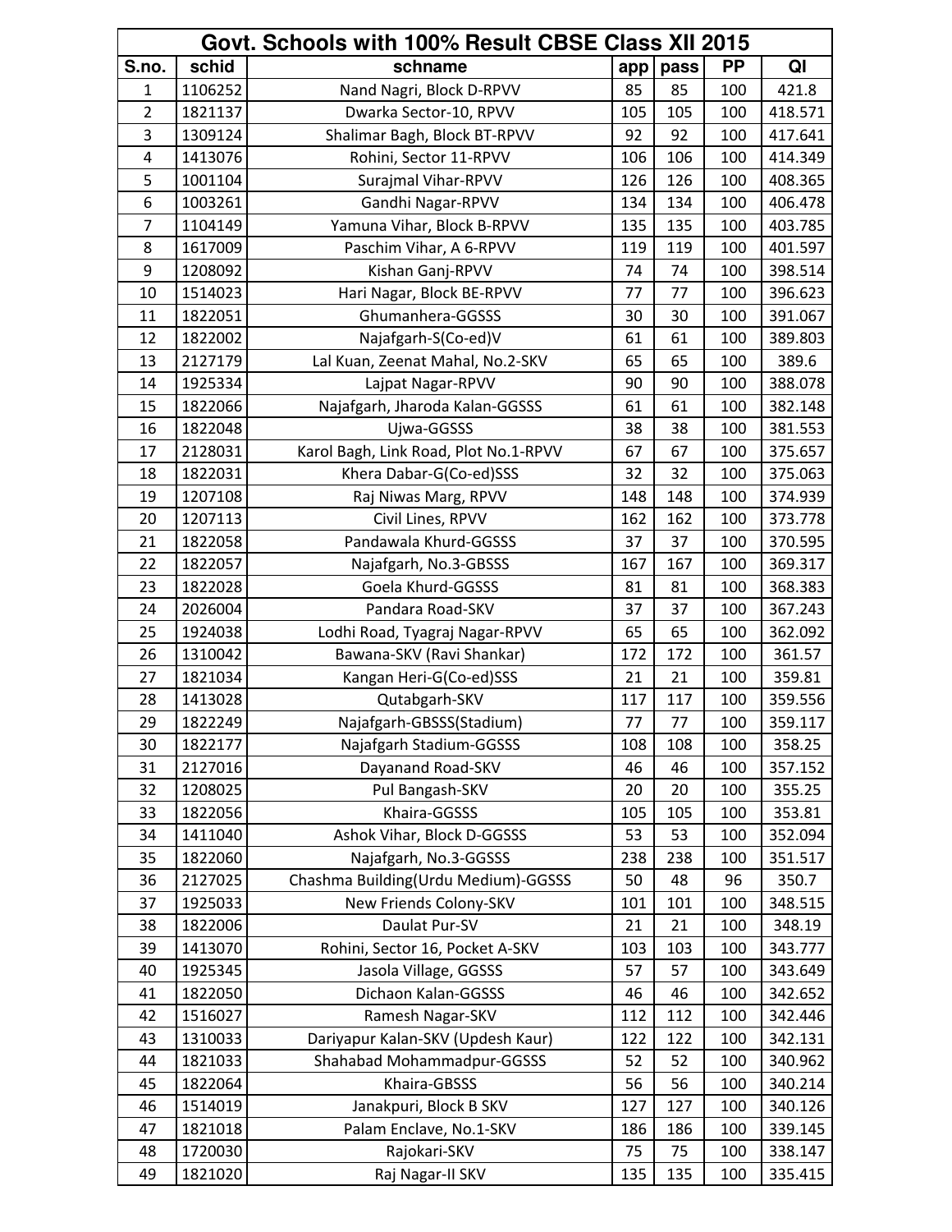| Govt. Schools with 100% Result CBSE Class XII 2015 | | | | | | |
|---|---|---|---|---|---|---|
| S.no. | schid | schname | app | pass | PP | QI |
| 1 | 1106252 | Nand Nagri, Block D-RPVV | 85 | 85 | 100 | 421.8 |
| 2 | 1821137 | Dwarka Sector-10, RPVV | 105 | 105 | 100 | 418.571 |
| 3 | 1309124 | Shalimar Bagh, Block BT-RPVV | 92 | 92 | 100 | 417.641 |
| 4 | 1413076 | Rohini, Sector 11-RPVV | 106 | 106 | 100 | 414.349 |
| 5 | 1001104 | Surajmal Vihar-RPVV | 126 | 126 | 100 | 408.365 |
| 6 | 1003261 | Gandhi Nagar-RPVV | 134 | 134 | 100 | 406.478 |
| 7 | 1104149 | Yamuna Vihar, Block B-RPVV | 135 | 135 | 100 | 403.785 |
| 8 | 1617009 | Paschim Vihar, A 6-RPVV | 119 | 119 | 100 | 401.597 |
| 9 | 1208092 | Kishan Ganj-RPVV | 74 | 74 | 100 | 398.514 |
| 10 | 1514023 | Hari Nagar, Block BE-RPVV | 77 | 77 | 100 | 396.623 |
| 11 | 1822051 | Ghumanhera-GGSSS | 30 | 30 | 100 | 391.067 |
| 12 | 1822002 | Najafgarh-S(Co-ed)V | 61 | 61 | 100 | 389.803 |
| 13 | 2127179 | Lal Kuan, Zeenat Mahal, No.2-SKV | 65 | 65 | 100 | 389.6 |
| 14 | 1925334 | Lajpat Nagar-RPVV | 90 | 90 | 100 | 388.078 |
| 15 | 1822066 | Najafgarh, Jharoda Kalan-GGSSS | 61 | 61 | 100 | 382.148 |
| 16 | 1822048 | Ujwa-GGSSS | 38 | 38 | 100 | 381.553 |
| 17 | 2128031 | Karol Bagh, Link Road, Plot No.1-RPVV | 67 | 67 | 100 | 375.657 |
| 18 | 1822031 | Khera Dabar-G(Co-ed)SSS | 32 | 32 | 100 | 375.063 |
| 19 | 1207108 | Raj Niwas Marg, RPVV | 148 | 148 | 100 | 374.939 |
| 20 | 1207113 | Civil Lines, RPVV | 162 | 162 | 100 | 373.778 |
| 21 | 1822058 | Pandawala Khurd-GGSSS | 37 | 37 | 100 | 370.595 |
| 22 | 1822057 | Najafgarh, No.3-GBSSS | 167 | 167 | 100 | 369.317 |
| 23 | 1822028 | Goela Khurd-GGSSS | 81 | 81 | 100 | 368.383 |
| 24 | 2026004 | Pandara Road-SKV | 37 | 37 | 100 | 367.243 |
| 25 | 1924038 | Lodhi Road, Tyagraj Nagar-RPVV | 65 | 65 | 100 | 362.092 |
| 26 | 1310042 | Bawana-SKV (Ravi Shankar) | 172 | 172 | 100 | 361.57 |
| 27 | 1821034 | Kangan Heri-G(Co-ed)SSS | 21 | 21 | 100 | 359.81 |
| 28 | 1413028 | Qutabgarh-SKV | 117 | 117 | 100 | 359.556 |
| 29 | 1822249 | Najafgarh-GBSSS(Stadium) | 77 | 77 | 100 | 359.117 |
| 30 | 1822177 | Najafgarh Stadium-GGSSS | 108 | 108 | 100 | 358.25 |
| 31 | 2127016 | Dayanand Road-SKV | 46 | 46 | 100 | 357.152 |
| 32 | 1208025 | Pul Bangash-SKV | 20 | 20 | 100 | 355.25 |
| 33 | 1822056 | Khaira-GGSSS | 105 | 105 | 100 | 353.81 |
| 34 | 1411040 | Ashok Vihar, Block D-GGSSS | 53 | 53 | 100 | 352.094 |
| 35 | 1822060 | Najafgarh, No.3-GGSSS | 238 | 238 | 100 | 351.517 |
| 36 | 2127025 | Chashma Building(Urdu Medium)-GGSSS | 50 | 48 | 96 | 350.7 |
| 37 | 1925033 | New Friends Colony-SKV | 101 | 101 | 100 | 348.515 |
| 38 | 1822006 | Daulat Pur-SV | 21 | 21 | 100 | 348.19 |
| 39 | 1413070 | Rohini, Sector 16, Pocket A-SKV | 103 | 103 | 100 | 343.777 |
| 40 | 1925345 | Jasola Village, GGSSS | 57 | 57 | 100 | 343.649 |
| 41 | 1822050 | Dichaon Kalan-GGSSS | 46 | 46 | 100 | 342.652 |
| 42 | 1516027 | Ramesh Nagar-SKV | 112 | 112 | 100 | 342.446 |
| 43 | 1310033 | Dariyapur Kalan-SKV (Updesh Kaur) | 122 | 122 | 100 | 342.131 |
| 44 | 1821033 | Shahabad Mohammadpur-GGSSS | 52 | 52 | 100 | 340.962 |
| 45 | 1822064 | Khaira-GBSSS | 56 | 56 | 100 | 340.214 |
| 46 | 1514019 | Janakpuri, Block B SKV | 127 | 127 | 100 | 340.126 |
| 47 | 1821018 | Palam Enclave, No.1-SKV | 186 | 186 | 100 | 339.145 |
| 48 | 1720030 | Rajokari-SKV | 75 | 75 | 100 | 338.147 |
| 49 | 1821020 | Raj Nagar-II SKV | 135 | 135 | 100 | 335.415 |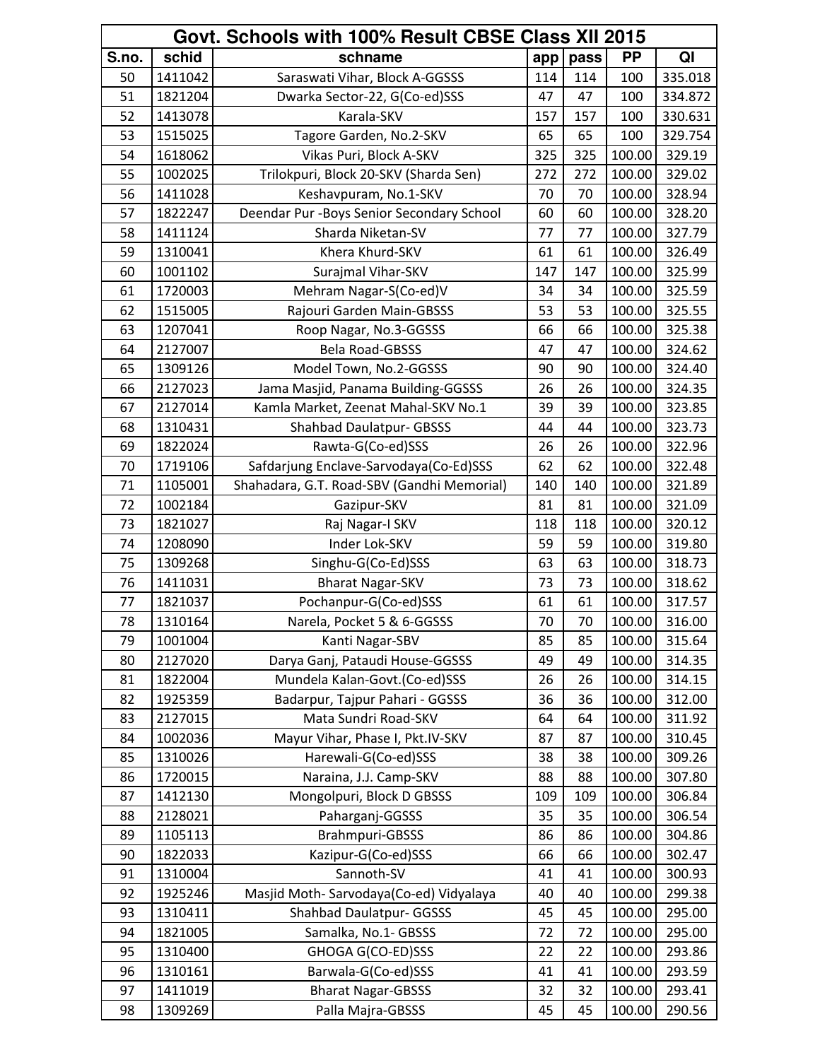| Govt. Schools with 100% Result CBSE Class XII 2015 | | | | | | |
|---|---|---|---|---|---|---|
| S.no. | schid | schname | app | pass | PP | QI |
| 50 | 1411042 | Saraswati Vihar, Block A-GGSSS | 114 | 114 | 100 | 335.018 |
| 51 | 1821204 | Dwarka Sector-22, G(Co-ed)SSS | 47 | 47 | 100 | 334.872 |
| 52 | 1413078 | Karala-SKV | 157 | 157 | 100 | 330.631 |
| 53 | 1515025 | Tagore Garden, No.2-SKV | 65 | 65 | 100 | 329.754 |
| 54 | 1618062 | Vikas Puri, Block A-SKV | 325 | 325 | 100.00 | 329.19 |
| 55 | 1002025 | Trilokpuri, Block 20-SKV (Sharda Sen) | 272 | 272 | 100.00 | 329.02 |
| 56 | 1411028 | Keshavpuram, No.1-SKV | 70 | 70 | 100.00 | 328.94 |
| 57 | 1822247 | Deendar Pur -Boys Senior Secondary School | 60 | 60 | 100.00 | 328.20 |
| 58 | 1411124 | Sharda Niketan-SV | 77 | 77 | 100.00 | 327.79 |
| 59 | 1310041 | Khera Khurd-SKV | 61 | 61 | 100.00 | 326.49 |
| 60 | 1001102 | Surajmal Vihar-SKV | 147 | 147 | 100.00 | 325.99 |
| 61 | 1720003 | Mehram Nagar-S(Co-ed)V | 34 | 34 | 100.00 | 325.59 |
| 62 | 1515005 | Rajouri Garden Main-GBSSS | 53 | 53 | 100.00 | 325.55 |
| 63 | 1207041 | Roop Nagar, No.3-GGSSS | 66 | 66 | 100.00 | 325.38 |
| 64 | 2127007 | Bela Road-GBSSS | 47 | 47 | 100.00 | 324.62 |
| 65 | 1309126 | Model Town, No.2-GGSSS | 90 | 90 | 100.00 | 324.40 |
| 66 | 2127023 | Jama Masjid, Panama Building-GGSSS | 26 | 26 | 100.00 | 324.35 |
| 67 | 2127014 | Kamla Market, Zeenat Mahal-SKV No.1 | 39 | 39 | 100.00 | 323.85 |
| 68 | 1310431 | Shahbad Daulatpur- GBSSS | 44 | 44 | 100.00 | 323.73 |
| 69 | 1822024 | Rawta-G(Co-ed)SSS | 26 | 26 | 100.00 | 322.96 |
| 70 | 1719106 | Safdarjung Enclave-Sarvodaya(Co-Ed)SSS | 62 | 62 | 100.00 | 322.48 |
| 71 | 1105001 | Shahadara, G.T. Road-SBV (Gandhi Memorial) | 140 | 140 | 100.00 | 321.89 |
| 72 | 1002184 | Gazipur-SKV | 81 | 81 | 100.00 | 321.09 |
| 73 | 1821027 | Raj Nagar-I SKV | 118 | 118 | 100.00 | 320.12 |
| 74 | 1208090 | Inder Lok-SKV | 59 | 59 | 100.00 | 319.80 |
| 75 | 1309268 | Singhu-G(Co-Ed)SSS | 63 | 63 | 100.00 | 318.73 |
| 76 | 1411031 | Bharat Nagar-SKV | 73 | 73 | 100.00 | 318.62 |
| 77 | 1821037 | Pochanpur-G(Co-ed)SSS | 61 | 61 | 100.00 | 317.57 |
| 78 | 1310164 | Narela, Pocket 5 & 6-GGSSS | 70 | 70 | 100.00 | 316.00 |
| 79 | 1001004 | Kanti Nagar-SBV | 85 | 85 | 100.00 | 315.64 |
| 80 | 2127020 | Darya Ganj, Pataudi House-GGSSS | 49 | 49 | 100.00 | 314.35 |
| 81 | 1822004 | Mundela Kalan-Govt.(Co-ed)SSS | 26 | 26 | 100.00 | 314.15 |
| 82 | 1925359 | Badarpur, Tajpur Pahari - GGSSS | 36 | 36 | 100.00 | 312.00 |
| 83 | 2127015 | Mata Sundri Road-SKV | 64 | 64 | 100.00 | 311.92 |
| 84 | 1002036 | Mayur Vihar, Phase I, Pkt.IV-SKV | 87 | 87 | 100.00 | 310.45 |
| 85 | 1310026 | Harewali-G(Co-ed)SSS | 38 | 38 | 100.00 | 309.26 |
| 86 | 1720015 | Naraina, J.J. Camp-SKV | 88 | 88 | 100.00 | 307.80 |
| 87 | 1412130 | Mongolpuri, Block D GBSSS | 109 | 109 | 100.00 | 306.84 |
| 88 | 2128021 | Paharganj-GGSSS | 35 | 35 | 100.00 | 306.54 |
| 89 | 1105113 | Brahmpuri-GBSSS | 86 | 86 | 100.00 | 304.86 |
| 90 | 1822033 | Kazipur-G(Co-ed)SSS | 66 | 66 | 100.00 | 302.47 |
| 91 | 1310004 | Sannoth-SV | 41 | 41 | 100.00 | 300.93 |
| 92 | 1925246 | Masjid Moth- Sarvodaya(Co-ed) Vidyalaya | 40 | 40 | 100.00 | 299.38 |
| 93 | 1310411 | Shahbad Daulatpur- GGSSS | 45 | 45 | 100.00 | 295.00 |
| 94 | 1821005 | Samalka, No.1- GBSSS | 72 | 72 | 100.00 | 295.00 |
| 95 | 1310400 | GHOGA G(CO-ED)SSS | 22 | 22 | 100.00 | 293.86 |
| 96 | 1310161 | Barwala-G(Co-ed)SSS | 41 | 41 | 100.00 | 293.59 |
| 97 | 1411019 | Bharat Nagar-GBSSS | 32 | 32 | 100.00 | 293.41 |
| 98 | 1309269 | Palla Majra-GBSSS | 45 | 45 | 100.00 | 290.56 |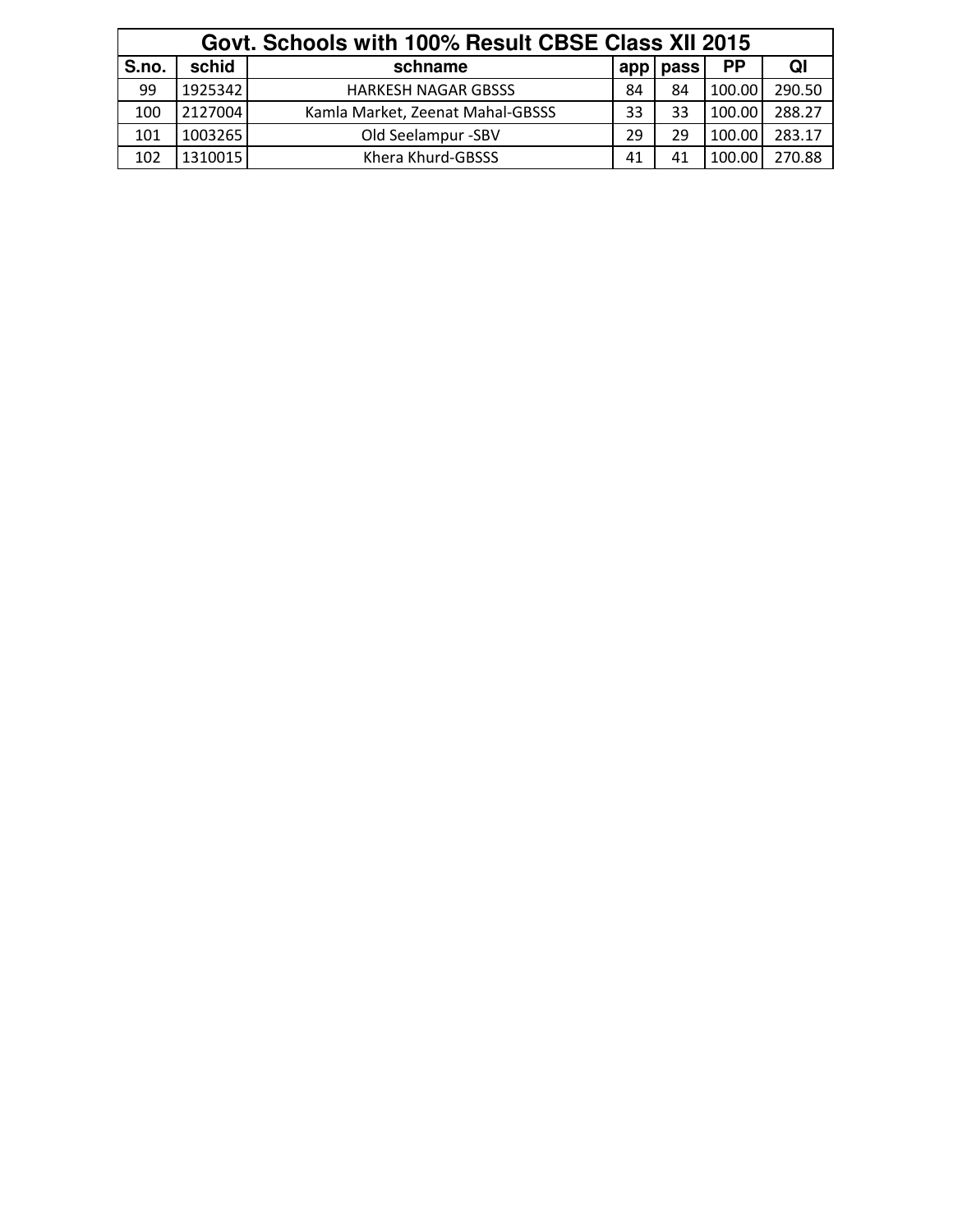| Govt. Schools with 100% Result CBSE Class XII 2015 | | | | | | |
|---|---|---|---|---|---|---|
| S.no. | schid | schname | app | pass | PP | QI |
| 99 | 1925342 | HARKESH NAGAR GBSSS | 84 | 84 | 100.00 | 290.50 |
| 100 | 2127004 | Kamla Market, Zeenat Mahal-GBSSS | 33 | 33 | 100.00 | 288.27 |
| 101 | 1003265 | Old Seelampur -SBV | 29 | 29 | 100.00 | 283.17 |
| 102 | 1310015 | Khera Khurd-GBSSS | 41 | 41 | 100.00 | 270.88 |